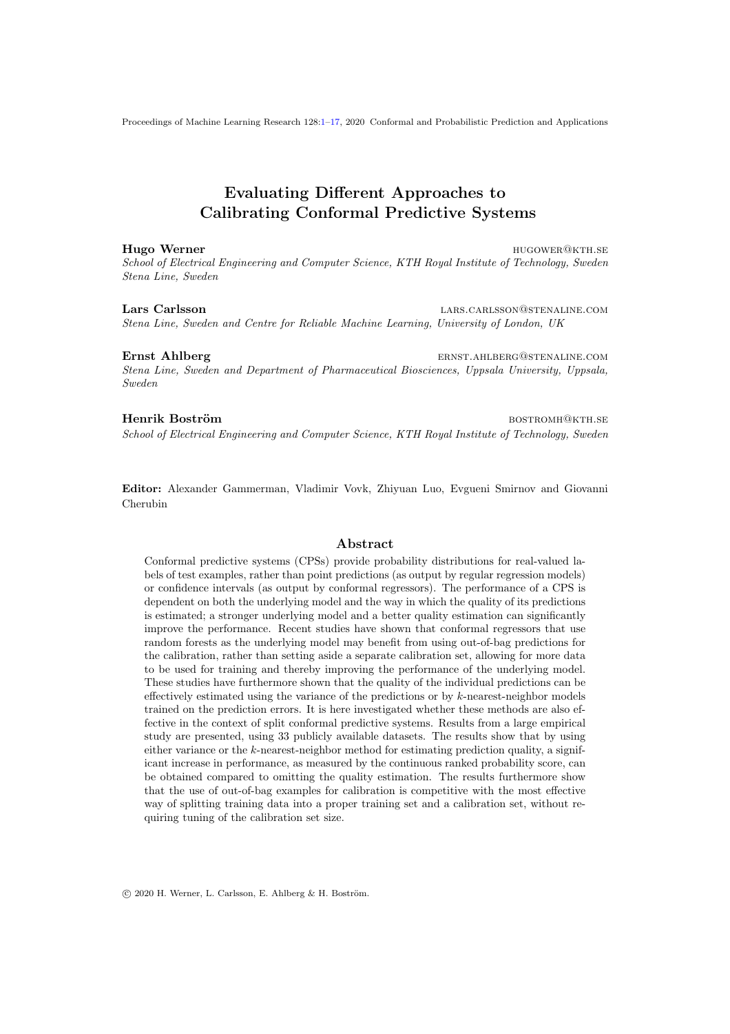# Evaluating Different Approaches to Calibrating Conformal Predictive Systems

**Hugo Werner** HUGOWER@KTH.SE
*School of Electrical Engineering and Computer Science, KTH Royal Institute of Technology, Sweden*
*Stena Line, Sweden*

**Lars Carlsson** LARS.CARLSSON@STENALINE.COM
*Stena Line, Sweden and Centre for Reliable Machine Learning, University of London, UK*

**Ernst Ahlberg** ERNST.AHLBERG@STENALINE.COM
*Stena Line, Sweden and Department of Pharmaceutical Biosciences, Uppsala University, Uppsala, Sweden*

**Henrik Boström** BOSTROMH@KTH.SE
*School of Electrical Engineering and Computer Science, KTH Royal Institute of Technology, Sweden*

**Editor:** Alexander Gammerman, Vladimir Vovk, Zhiyuan Luo, Evgueni Smirnov and Giovanni Cherubin

## Abstract

Conformal predictive systems (CPSs) provide probability distributions for real-valued labels of test examples, rather than point predictions (as output by regular regression models) or confidence intervals (as output by conformal regressors). The performance of a CPS is dependent on both the underlying model and the way in which the quality of its predictions is estimated; a stronger underlying model and a better quality estimation can significantly improve the performance. Recent studies have shown that conformal regressors that use random forests as the underlying model may benefit from using out-of-bag predictions for the calibration, rather than setting aside a separate calibration set, allowing for more data to be used for training and thereby improving the performance of the underlying model. These studies have furthermore shown that the quality of the individual predictions can be effectively estimated using the variance of the predictions or by $k$-nearest-neighbor models trained on the prediction errors. It is here investigated whether these methods are also effective in the context of split conformal predictive systems. Results from a large empirical study are presented, using 33 publicly available datasets. The results show that by using either variance or the $k$-nearest-neighbor method for estimating prediction quality, a significant increase in performance, as measured by the continuous ranked probability score, can be obtained compared to omitting the quality estimation. The results furthermore show that the use of out-of-bag examples for calibration is competitive with the most effective way of splitting training data into a proper training set and a calibration set, without requiring tuning of the calibration set size.

© 2020 H. Werner, L. Carlsson, E. Ahlberg & H. Boström.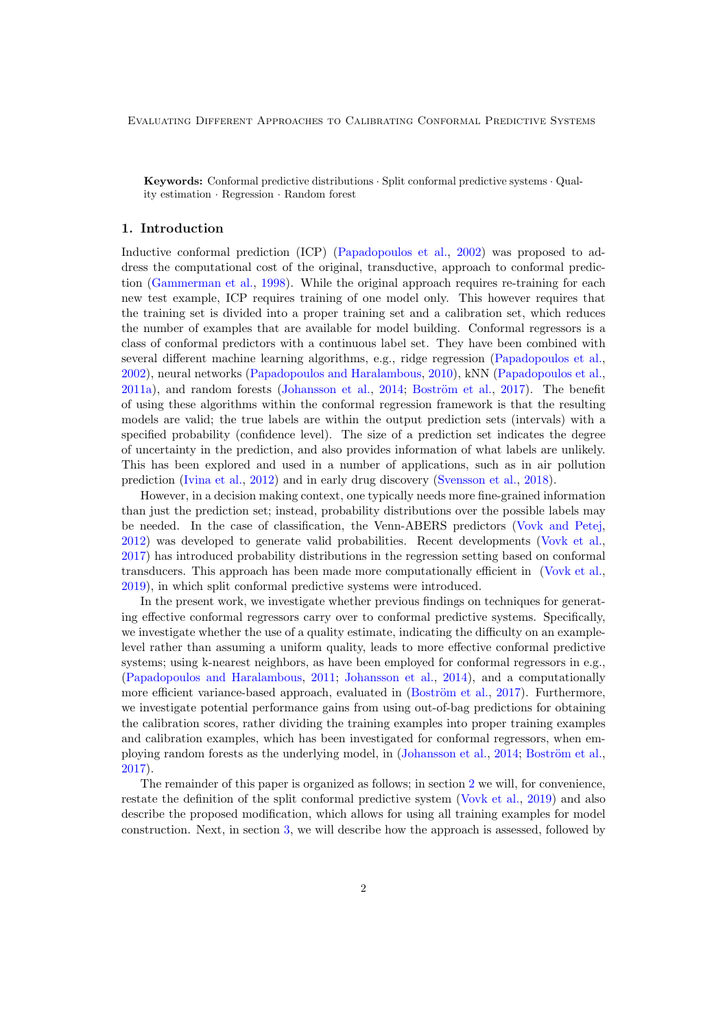**Keywords:** Conformal predictive distributions · Split conformal predictive systems · Quality estimation · Regression · Random forest

## 1. Introduction

Inductive conformal prediction (ICP) (Papadopoulos et al., 2002) was proposed to address the computational cost of the original, transductive, approach to conformal prediction (Gammerman et al., 1998). While the original approach requires re-training for each new test example, ICP requires training of one model only. This however requires that the training set is divided into a proper training set and a calibration set, which reduces the number of examples that are available for model building. Conformal regressors is a class of conformal predictors with a continuous label set. They have been combined with several different machine learning algorithms, e.g., ridge regression (Papadopoulos et al., 2002), neural networks (Papadopoulos and Haralambous, 2010), kNN (Papadopoulos et al., 2011a), and random forests (Johansson et al., 2014; Boström et al., 2017). The benefit of using these algorithms within the conformal regression framework is that the resulting models are valid; the true labels are within the output prediction sets (intervals) with a specified probability (confidence level). The size of a prediction set indicates the degree of uncertainty in the prediction, and also provides information of what labels are unlikely. This has been explored and used in a number of applications, such as in air pollution prediction (Ivina et al., 2012) and in early drug discovery (Svensson et al., 2018).

However, in a decision making context, one typically needs more fine-grained information than just the prediction set; instead, probability distributions over the possible labels may be needed. In the case of classification, the Venn-ABERS predictors (Vovk and Petej, 2012) was developed to generate valid probabilities. Recent developments (Vovk et al., 2017) has introduced probability distributions in the regression setting based on conformal transducers. This approach has been made more computationally efficient in (Vovk et al., 2019), in which split conformal predictive systems were introduced.

In the present work, we investigate whether previous findings on techniques for generating effective conformal regressors carry over to conformal predictive systems. Specifically, we investigate whether the use of a quality estimate, indicating the difficulty on an example-level rather than assuming a uniform quality, leads to more effective conformal predictive systems; using k-nearest neighbors, as have been employed for conformal regressors in e.g., (Papadopoulos and Haralambous, 2011; Johansson et al., 2014), and a computationally more efficient variance-based approach, evaluated in (Boström et al., 2017). Furthermore, we investigate potential performance gains from using out-of-bag predictions for obtaining the calibration scores, rather dividing the training examples into proper training examples and calibration examples, which has been investigated for conformal regressors, when employing random forests as the underlying model, in (Johansson et al., 2014; Boström et al., 2017).

The remainder of this paper is organized as follows; in section 2 we will, for convenience, restate the definition of the split conformal predictive system (Vovk et al., 2019) and also describe the proposed modification, which allows for using all training examples for model construction. Next, in section 3, we will describe how the approach is assessed, followed by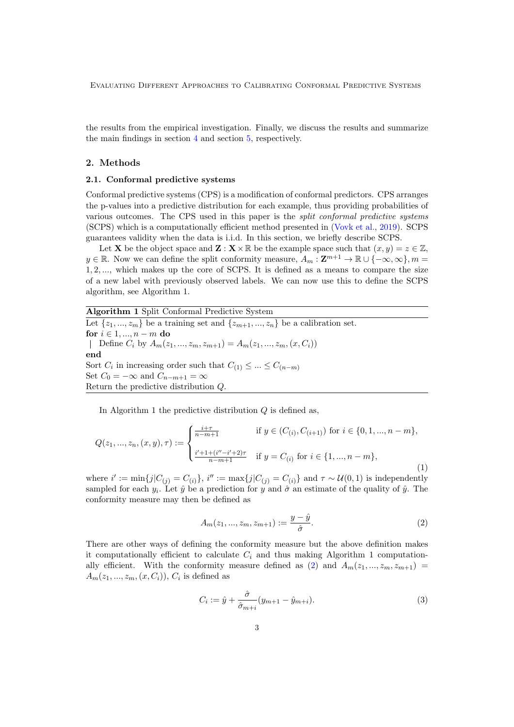the results from the empirical investigation. Finally, we discuss the results and summarize the main findings in section 4 and section 5, respectively.

## 2. Methods

### 2.1. Conformal predictive systems

Conformal predictive systems (CPS) is a modification of conformal predictors. CPS arranges the p-values into a predictive distribution for each example, thus providing probabilities of various outcomes. The CPS used in this paper is the *split conformal predictive systems* (SCPS) which is a computationally efficient method presented in (Vovk et al., 2019). SCPS guarantees validity when the data is i.i.d. In this section, we briefly describe SCPS.

Let $\mathbf{X}$ be the object space and $\mathbf{Z} : \mathbf{X} \times \mathbb{R}$ be the example space such that $(x, y) = z \in \mathbb{Z}$, $y \in \mathbb{R}$. Now we can define the split conformity measure, $A_m : \mathbf{Z}^{m+1} \to \mathbb{R} \cup \{-\infty, \infty\}, m = 1, 2, ...,$ which makes up the core of SCPS. It is defined as a means to compare the size of a new label with previously observed labels. We can now use this to define the SCPS algorithm, see Algorithm 1.

**Algorithm 1** Split Conformal Predictive System

```
Let {z_1, ..., z_m} be a training set and {z_{m+1}, ..., z_n} be a calibration set.
for i ∈ 1, ..., n − m do
 | Define C_i by A_m(z_1, ..., z_m, z_{m+1}) = A_m(z_1, ..., z_m, (x, C_i))
end
Sort C_i in increasing order such that C_(1) ≤ ... ≤ C_(n−m)
Set C_0 = −∞ and C_{n−m+1} = ∞
Return the predictive distribution Q.
```

In Algorithm 1 the predictive distribution $Q$ is defined as,

$$Q(z_1, ..., z_n, (x, y), \tau) := \begin{cases} \frac{i+\tau}{n-m+1} & \text{if } y \in (C_{(i)}, C_{(i+1)}) \text{ for } i \in \{0, 1, ..., n-m\}, \\ \frac{i'+1+(i''-i'+2)\tau}{n-m+1} & \text{if } y = C_{(i)} \text{ for } i \in \{1, ..., n-m\}, \end{cases} \tag{1}$$

where $i' := \min\{j | C_{(j)} = C_{(i)}\}$, $i'' := \max\{j | C_{(j)} = C_{(i)}\}$ and $\tau \sim \mathcal{U}(0, 1)$ is independently sampled for each $y_i$. Let $\hat{y}$ be a prediction for $y$ and $\hat{\sigma}$ an estimate of the quality of $\hat{y}$. The conformity measure may then be defined as

$$A_m(z_1, ..., z_m, z_{m+1}) := \frac{y - \hat{y}}{\hat{\sigma}}. \tag{2}$$

There are other ways of defining the conformity measure but the above definition makes it computationally efficient to calculate $C_i$ and thus making Algorithm 1 computationally efficient. With the conformity measure defined as (2) and $A_m(z_1, ..., z_m, z_{m+1}) = A_m(z_1, ..., z_m, (x, C_i))$, $C_i$ is defined as

$$C_i := \hat{y} + \frac{\hat{\sigma}}{\hat{\sigma}_{m+i}}(y_{m+1} - \hat{y}_{m+i}). \tag{3}$$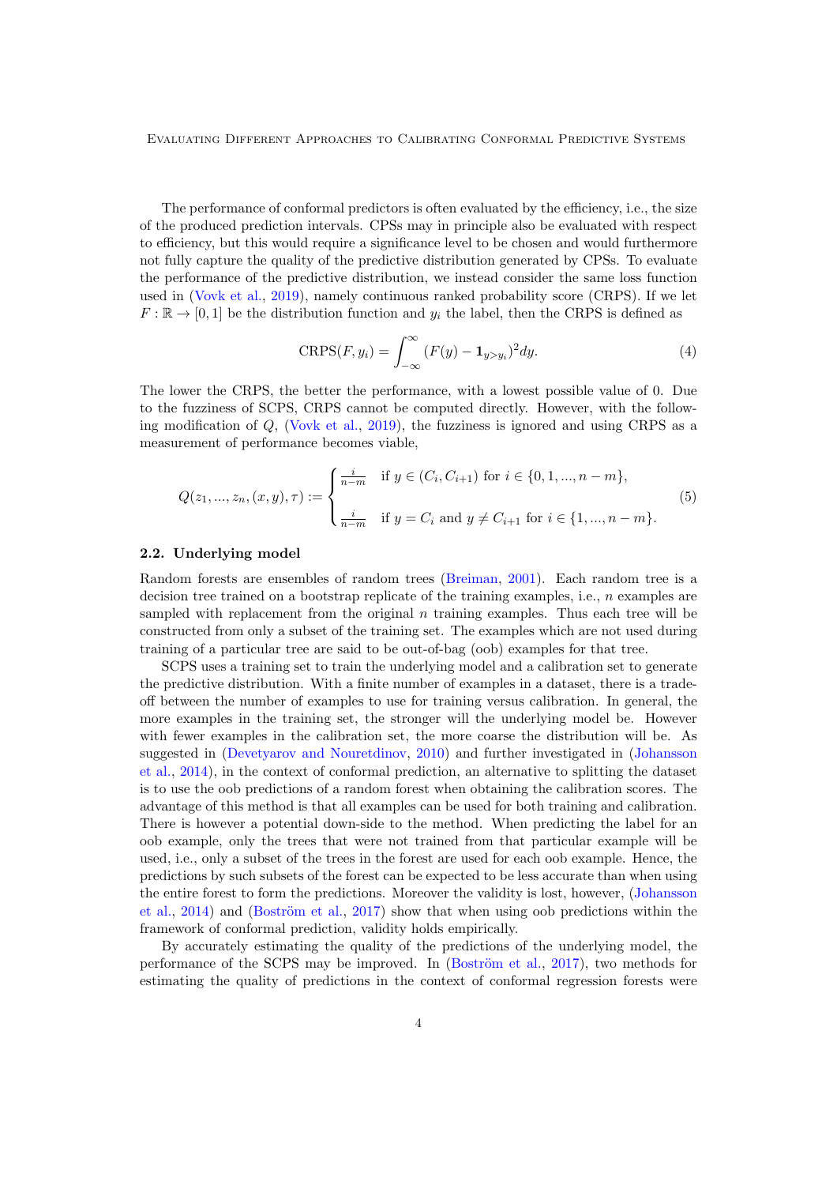The performance of conformal predictors is often evaluated by the efficiency, i.e., the size of the produced prediction intervals. CPSs may in principle also be evaluated with respect to efficiency, but this would require a significance level to be chosen and would furthermore not fully capture the quality of the predictive distribution generated by CPSs. To evaluate the performance of the predictive distribution, we instead consider the same loss function used in (Vovk et al., 2019), namely continuous ranked probability score (CRPS). If we let $F : \mathbb{R} \to [0, 1]$ be the distribution function and $y_i$ the label, then the CRPS is defined as

$$\text{CRPS}(F, y_i) = \int_{-\infty}^{\infty} (F(y) - \mathbf{1}_{y>y_i})^2 dy. \tag{4}$$

The lower the CRPS, the better the performance, with a lowest possible value of 0. Due to the fuzziness of SCPS, CRPS cannot be computed directly. However, with the following modification of $Q$, (Vovk et al., 2019), the fuzziness is ignored and using CRPS as a measurement of performance becomes viable,

$$Q(z_1, ..., z_n, (x, y), \tau) := \begin{cases} \frac{i}{n-m} & \text{if } y \in (C_i, C_{i+1}) \text{ for } i \in \{0, 1, ..., n-m\}, \\ \frac{i}{n-m} & \text{if } y = C_i \text{ and } y \neq C_{i+1} \text{ for } i \in \{1, ..., n-m\}. \end{cases} \tag{5}$$

### 2.2. Underlying model

Random forests are ensembles of random trees (Breiman, 2001). Each random tree is a decision tree trained on a bootstrap replicate of the training examples, i.e., $n$ examples are sampled with replacement from the original $n$ training examples. Thus each tree will be constructed from only a subset of the training set. The examples which are not used during training of a particular tree are said to be out-of-bag (oob) examples for that tree.

SCPS uses a training set to train the underlying model and a calibration set to generate the predictive distribution. With a finite number of examples in a dataset, there is a trade-off between the number of examples to use for training versus calibration. In general, the more examples in the training set, the stronger will the underlying model be. However with fewer examples in the calibration set, the more coarse the distribution will be. As suggested in (Devetyarov and Nouretdinov, 2010) and further investigated in (Johansson et al., 2014), in the context of conformal prediction, an alternative to splitting the dataset is to use the oob predictions of a random forest when obtaining the calibration scores. The advantage of this method is that all examples can be used for both training and calibration. There is however a potential down-side to the method. When predicting the label for an oob example, only the trees that were not trained from that particular example will be used, i.e., only a subset of the trees in the forest are used for each oob example. Hence, the predictions by such subsets of the forest can be expected to be less accurate than when using the entire forest to form the predictions. Moreover the validity is lost, however, (Johansson et al., 2014) and (Boström et al., 2017) show that when using oob predictions within the framework of conformal prediction, validity holds empirically.

By accurately estimating the quality of the predictions of the underlying model, the performance of the SCPS may be improved. In (Boström et al., 2017), two methods for estimating the quality of predictions in the context of conformal regression forests were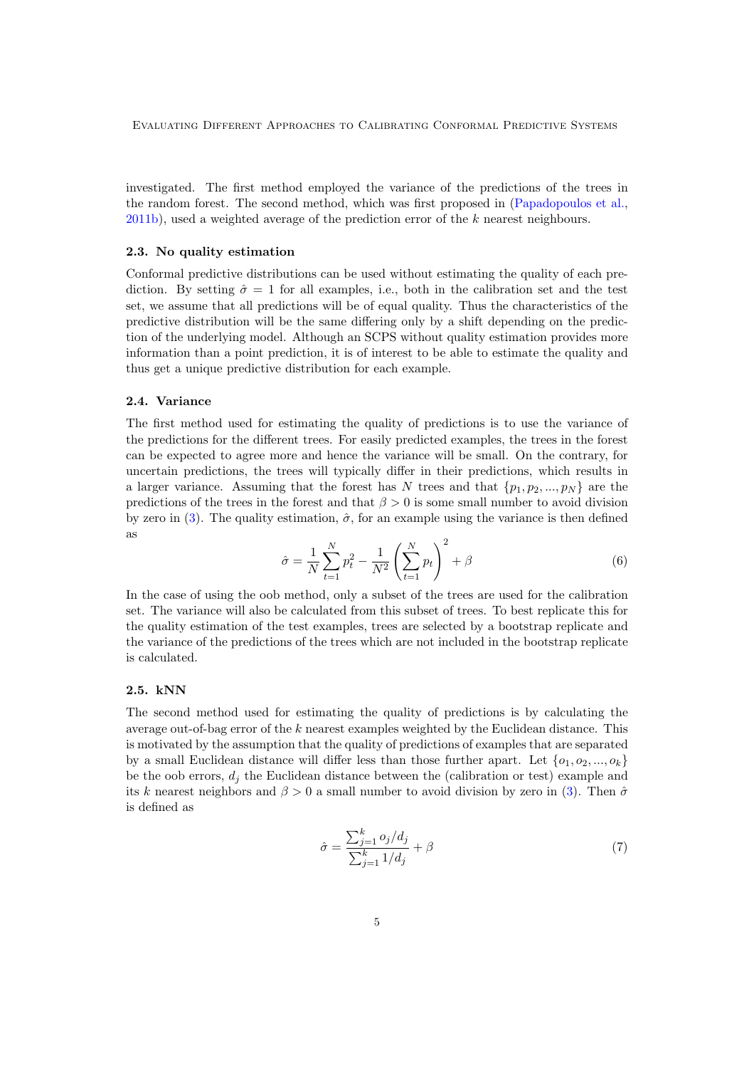investigated. The first method employed the variance of the predictions of the trees in the random forest. The second method, which was first proposed in (Papadopoulos et al., 2011b), used a weighted average of the prediction error of the $k$ nearest neighbours.

### 2.3. No quality estimation

Conformal predictive distributions can be used without estimating the quality of each prediction. By setting $\hat{\sigma} = 1$ for all examples, i.e., both in the calibration set and the test set, we assume that all predictions will be of equal quality. Thus the characteristics of the predictive distribution will be the same differing only by a shift depending on the prediction of the underlying model. Although an SCPS without quality estimation provides more information than a point prediction, it is of interest to be able to estimate the quality and thus get a unique predictive distribution for each example.

### 2.4. Variance

The first method used for estimating the quality of predictions is to use the variance of the predictions for the different trees. For easily predicted examples, the trees in the forest can be expected to agree more and hence the variance will be small. On the contrary, for uncertain predictions, the trees will typically differ in their predictions, which results in a larger variance. Assuming that the forest has $N$ trees and that $\{p_1, p_2, ..., p_N\}$ are the predictions of the trees in the forest and that $\beta > 0$ is some small number to avoid division by zero in (3). The quality estimation, $\hat{\sigma}$, for an example using the variance is then defined as

$$\hat{\sigma} = \frac{1}{N}\sum_{t=1}^{N} p_t^2 - \frac{1}{N^2}\left(\sum_{t=1}^{N} p_t\right)^2 + \beta \tag{6}$$

In the case of using the oob method, only a subset of the trees are used for the calibration set. The variance will also be calculated from this subset of trees. To best replicate this for the quality estimation of the test examples, trees are selected by a bootstrap replicate and the variance of the predictions of the trees which are not included in the bootstrap replicate is calculated.

### 2.5. kNN

The second method used for estimating the quality of predictions is by calculating the average out-of-bag error of the $k$ nearest examples weighted by the Euclidean distance. This is motivated by the assumption that the quality of predictions of examples that are separated by a small Euclidean distance will differ less than those further apart. Let $\{o_1, o_2, ..., o_k\}$ be the oob errors, $d_j$ the Euclidean distance between the (calibration or test) example and its $k$ nearest neighbors and $\beta > 0$ a small number to avoid division by zero in (3). Then $\hat{\sigma}$ is defined as

$$\hat{\sigma} = \frac{\sum_{j=1}^{k} o_j/d_j}{\sum_{j=1}^{k} 1/d_j} + \beta \tag{7}$$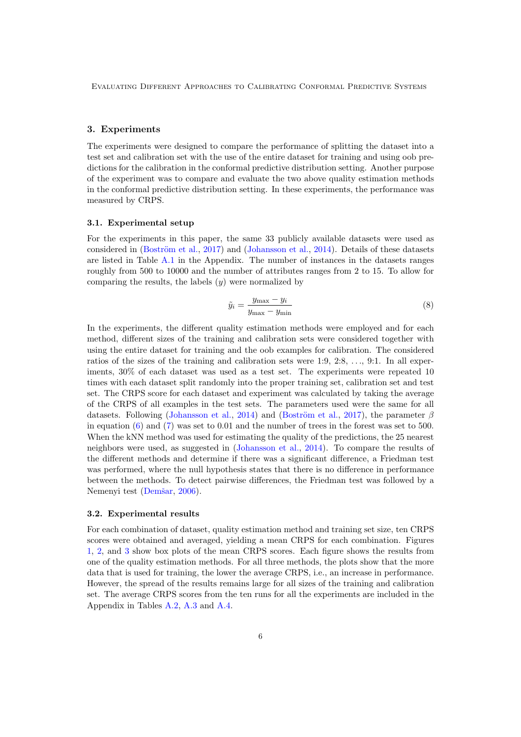## 3. Experiments

The experiments were designed to compare the performance of splitting the dataset into a test set and calibration set with the use of the entire dataset for training and using oob predictions for the calibration in the conformal predictive distribution setting. Another purpose of the experiment was to compare and evaluate the two above quality estimation methods in the conformal predictive distribution setting. In these experiments, the performance was measured by CRPS.

### 3.1. Experimental setup

For the experiments in this paper, the same 33 publicly available datasets were used as considered in (Boström et al., 2017) and (Johansson et al., 2014). Details of these datasets are listed in Table A.1 in the Appendix. The number of instances in the datasets ranges roughly from 500 to 10000 and the number of attributes ranges from 2 to 15. To allow for comparing the results, the labels ($y$) were normalized by

$$\tilde{y}_i = \frac{y_{\max} - y_i}{y_{\max} - y_{\min}} \tag{8}$$

In the experiments, the different quality estimation methods were employed and for each method, different sizes of the training and calibration sets were considered together with using the entire dataset for training and the oob examples for calibration. The considered ratios of the sizes of the training and calibration sets were 1:9, 2:8, ..., 9:1. In all experiments, 30% of each dataset was used as a test set. The experiments were repeated 10 times with each dataset split randomly into the proper training set, calibration set and test set. The CRPS score for each dataset and experiment was calculated by taking the average of the CRPS of all examples in the test sets. The parameters used were the same for all datasets. Following (Johansson et al., 2014) and (Boström et al., 2017), the parameter $\beta$ in equation (6) and (7) was set to 0.01 and the number of trees in the forest was set to 500. When the kNN method was used for estimating the quality of the predictions, the 25 nearest neighbors were used, as suggested in (Johansson et al., 2014). To compare the results of the different methods and determine if there was a significant difference, a Friedman test was performed, where the null hypothesis states that there is no difference in performance between the methods. To detect pairwise differences, the Friedman test was followed by a Nemenyi test (Demšar, 2006).

### 3.2. Experimental results

For each combination of dataset, quality estimation method and training set size, ten CRPS scores were obtained and averaged, yielding a mean CRPS for each combination. Figures 1, 2, and 3 show box plots of the mean CRPS scores. Each figure shows the results from one of the quality estimation methods. For all three methods, the plots show that the more data that is used for training, the lower the average CRPS, i.e., an increase in performance. However, the spread of the results remains large for all sizes of the training and calibration set. The average CRPS scores from the ten runs for all the experiments are included in the Appendix in Tables A.2, A.3 and A.4.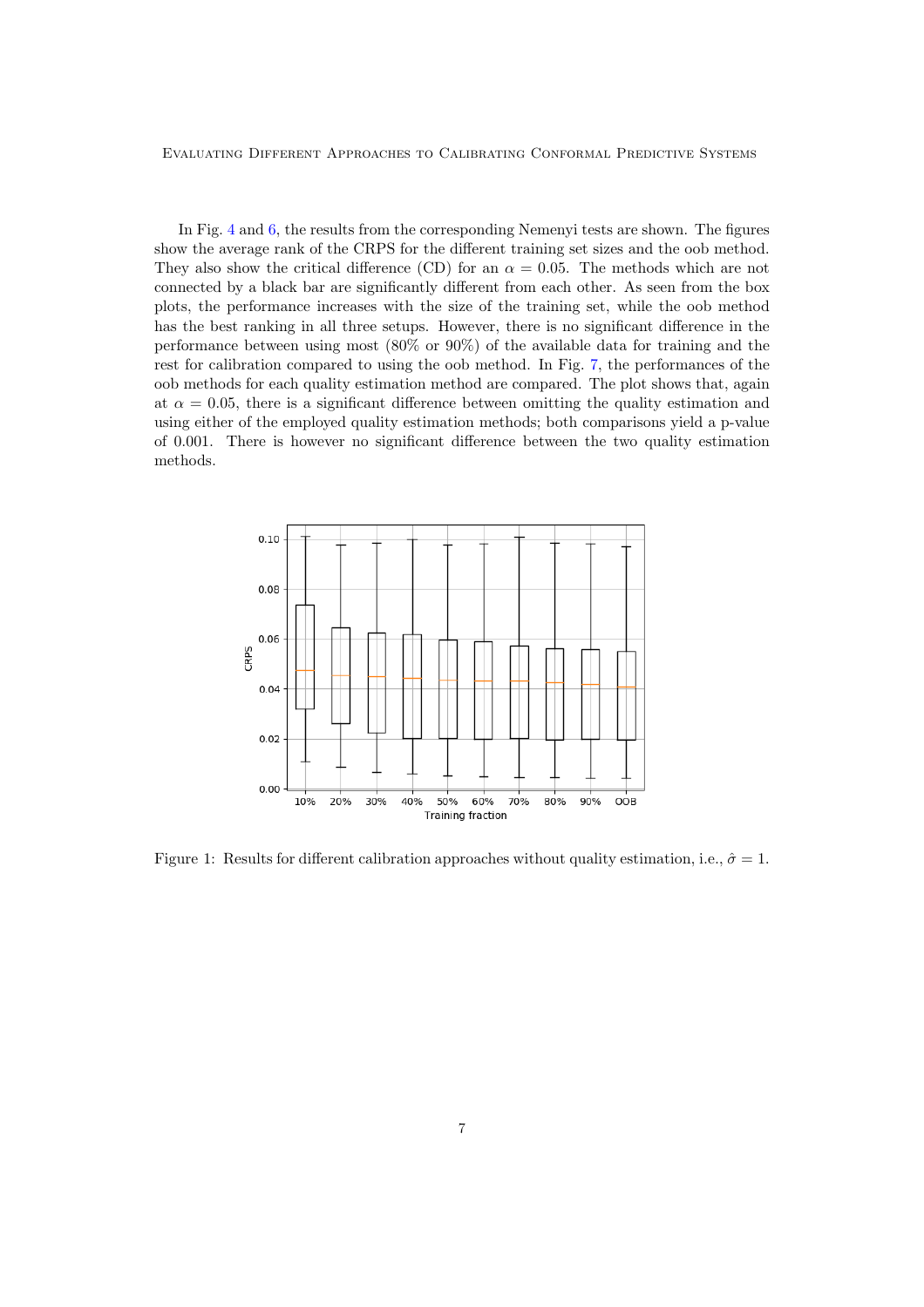In Fig. 4 and 6, the results from the corresponding Nemenyi tests are shown. The figures show the average rank of the CRPS for the different training set sizes and the oob method. They also show the critical difference (CD) for an $\alpha = 0.05$. The methods which are not connected by a black bar are significantly different from each other. As seen from the box plots, the performance increases with the size of the training set, while the oob method has the best ranking in all three setups. However, there is no significant difference in the performance between using most (80% or 90%) of the available data for training and the rest for calibration compared to using the oob method. In Fig. 7, the performances of the oob methods for each quality estimation method are compared. The plot shows that, again at $\alpha = 0.05$, there is a significant difference between omitting the quality estimation and using either of the employed quality estimation methods; both comparisons yield a p-value of 0.001. There is however no significant difference between the two quality estimation methods.

Figure 1: Results for different calibration approaches without quality estimation, i.e., $\hat{\sigma} = 1$.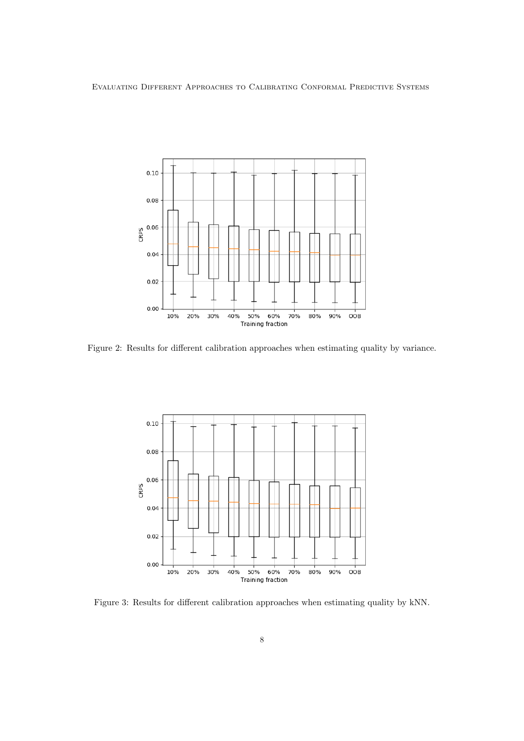Figure 2: Results for different calibration approaches when estimating quality by variance.

Figure 3: Results for different calibration approaches when estimating quality by kNN.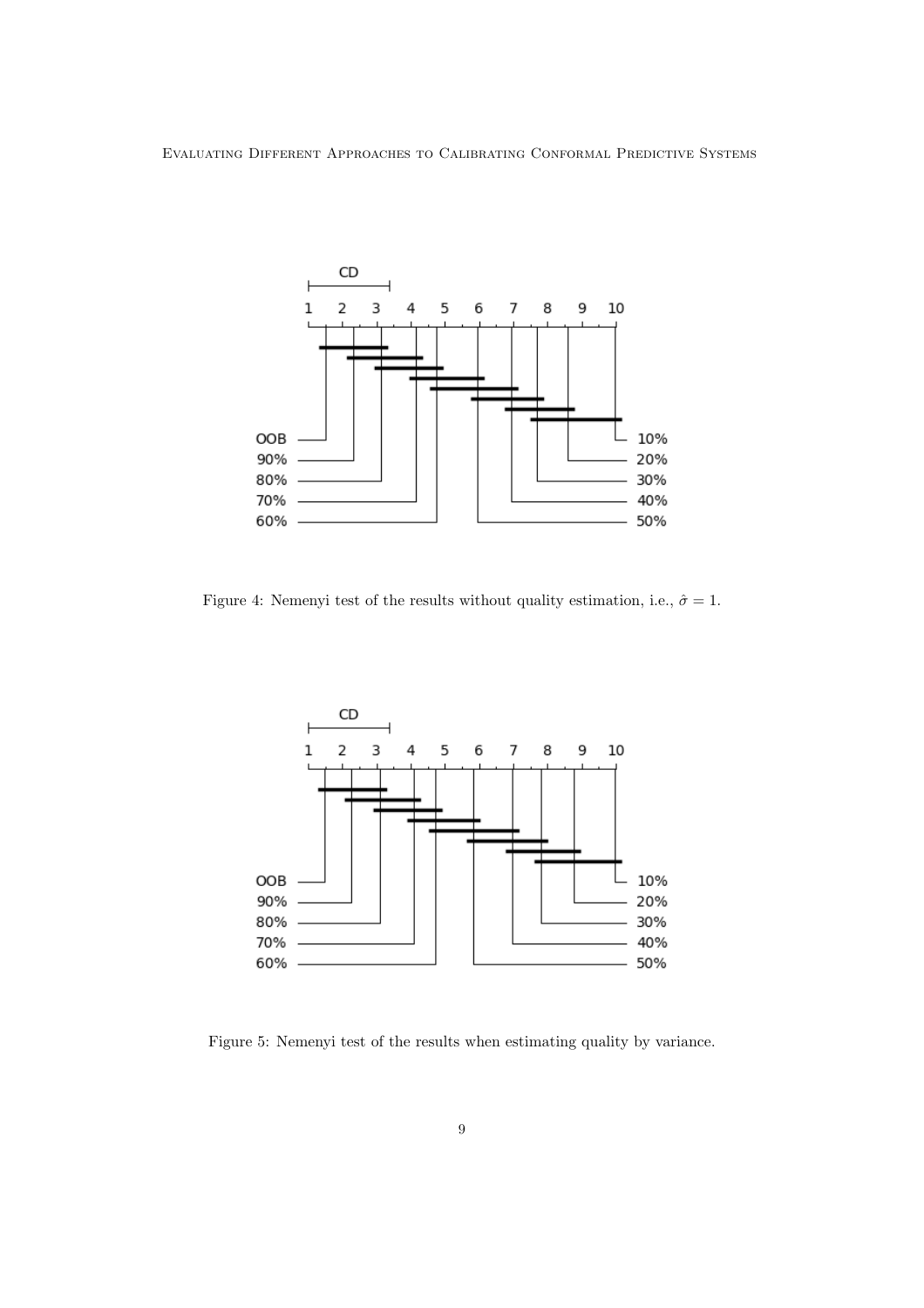Figure 4: Nemenyi test of the results without quality estimation, i.e., $\hat{\sigma} = 1$.

Figure 5: Nemenyi test of the results when estimating quality by variance.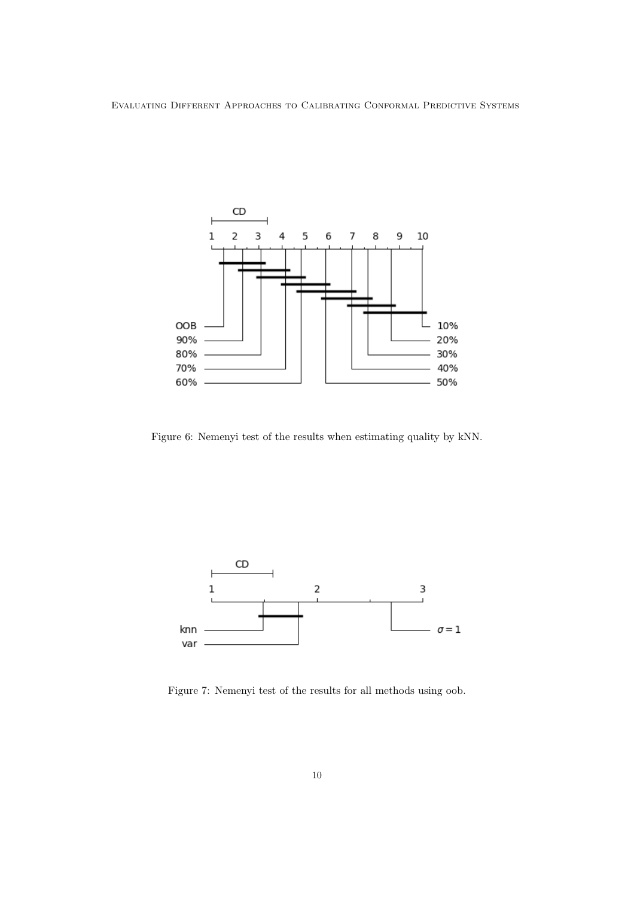Figure 6: Nemenyi test of the results when estimating quality by kNN.

Figure 7: Nemenyi test of the results for all methods using oob.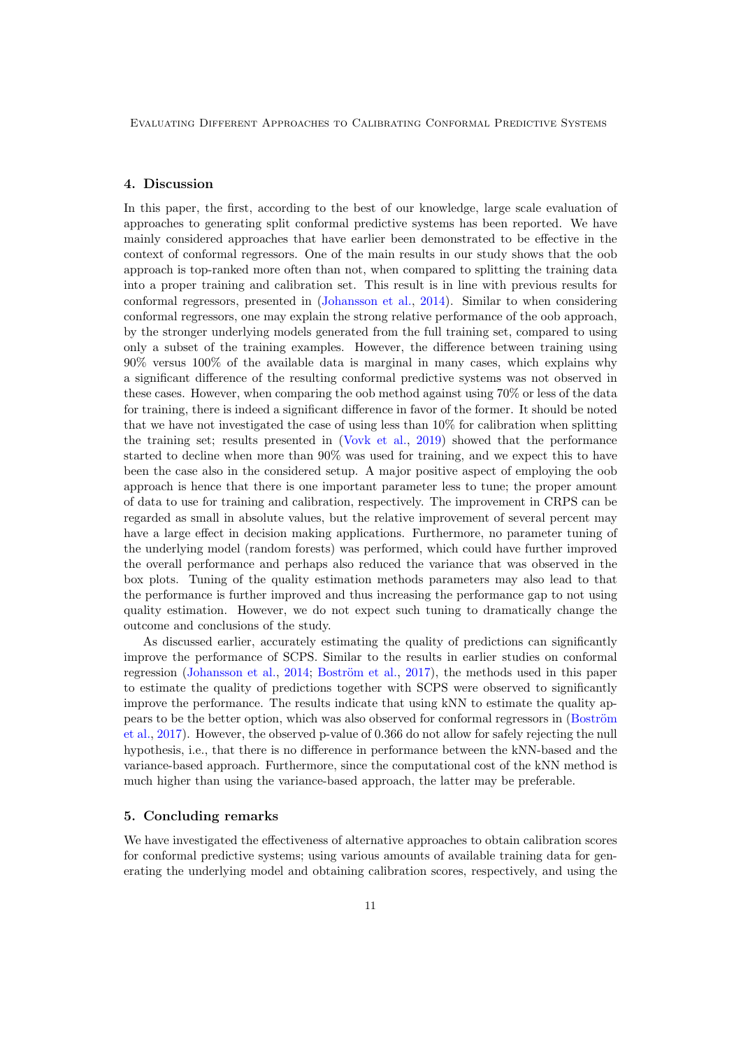## 4. Discussion

In this paper, the first, according to the best of our knowledge, large scale evaluation of approaches to generating split conformal predictive systems has been reported. We have mainly considered approaches that have earlier been demonstrated to be effective in the context of conformal regressors. One of the main results in our study shows that the oob approach is top-ranked more often than not, when compared to splitting the training data into a proper training and calibration set. This result is in line with previous results for conformal regressors, presented in (Johansson et al., 2014). Similar to when considering conformal regressors, one may explain the strong relative performance of the oob approach, by the stronger underlying models generated from the full training set, compared to using only a subset of the training examples. However, the difference between training using 90% versus 100% of the available data is marginal in many cases, which explains why a significant difference of the resulting conformal predictive systems was not observed in these cases. However, when comparing the oob method against using 70% or less of the data for training, there is indeed a significant difference in favor of the former. It should be noted that we have not investigated the case of using less than 10% for calibration when splitting the training set; results presented in (Vovk et al., 2019) showed that the performance started to decline when more than 90% was used for training, and we expect this to have been the case also in the considered setup. A major positive aspect of employing the oob approach is hence that there is one important parameter less to tune; the proper amount of data to use for training and calibration, respectively. The improvement in CRPS can be regarded as small in absolute values, but the relative improvement of several percent may have a large effect in decision making applications. Furthermore, no parameter tuning of the underlying model (random forests) was performed, which could have further improved the overall performance and perhaps also reduced the variance that was observed in the box plots. Tuning of the quality estimation methods parameters may also lead to that the performance is further improved and thus increasing the performance gap to not using quality estimation. However, we do not expect such tuning to dramatically change the outcome and conclusions of the study.

As discussed earlier, accurately estimating the quality of predictions can significantly improve the performance of SCPS. Similar to the results in earlier studies on conformal regression (Johansson et al., 2014; Boström et al., 2017), the methods used in this paper to estimate the quality of predictions together with SCPS were observed to significantly improve the performance. The results indicate that using kNN to estimate the quality appears to be the better option, which was also observed for conformal regressors in (Boström et al., 2017). However, the observed p-value of 0.366 do not allow for safely rejecting the null hypothesis, i.e., that there is no difference in performance between the kNN-based and the variance-based approach. Furthermore, since the computational cost of the kNN method is much higher than using the variance-based approach, the latter may be preferable.

## 5. Concluding remarks

We have investigated the effectiveness of alternative approaches to obtain calibration scores for conformal predictive systems; using various amounts of available training data for generating the underlying model and obtaining calibration scores, respectively, and using the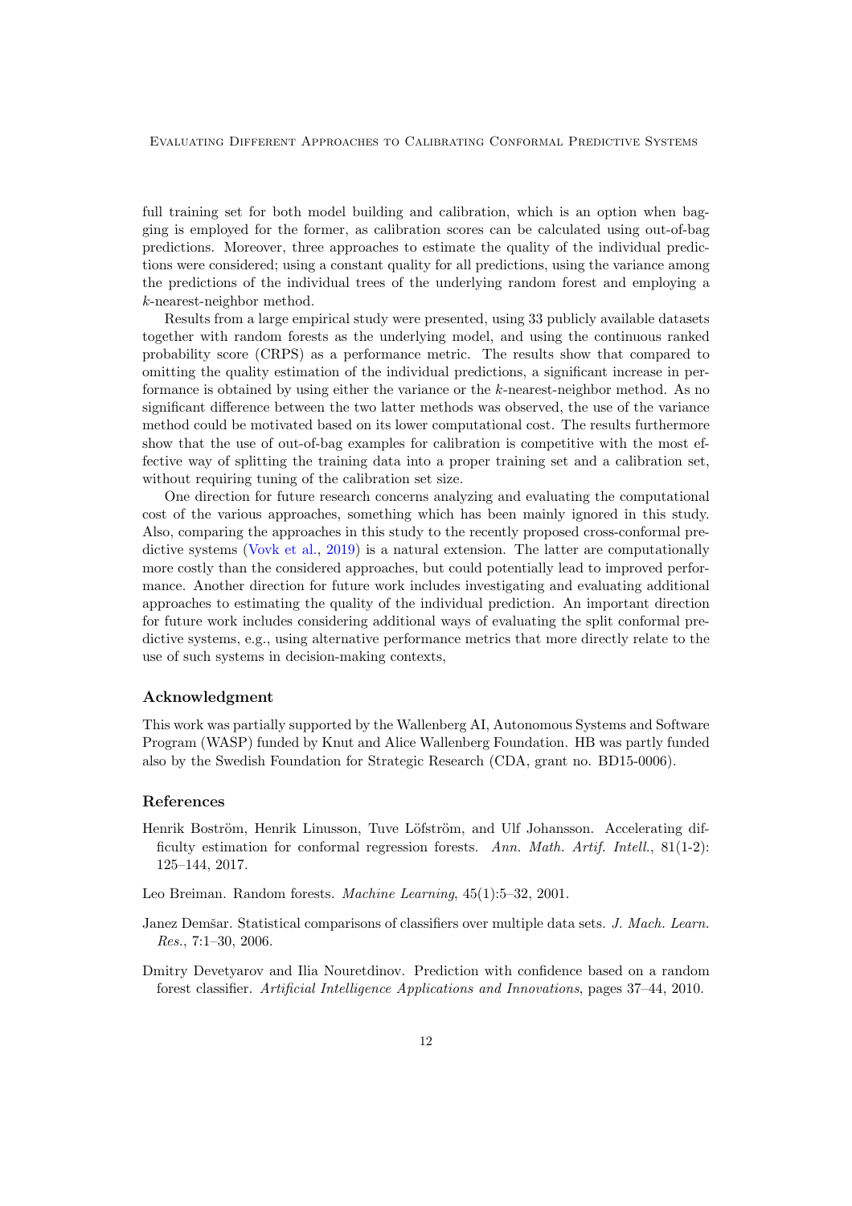full training set for both model building and calibration, which is an option when bagging is employed for the former, as calibration scores can be calculated using out-of-bag predictions. Moreover, three approaches to estimate the quality of the individual predictions were considered; using a constant quality for all predictions, using the variance among the predictions of the individual trees of the underlying random forest and employing a $k$-nearest-neighbor method.

Results from a large empirical study were presented, using 33 publicly available datasets together with random forests as the underlying model, and using the continuous ranked probability score (CRPS) as a performance metric. The results show that compared to omitting the quality estimation of the individual predictions, a significant increase in performance is obtained by using either the variance or the $k$-nearest-neighbor method. As no significant difference between the two latter methods was observed, the use of the variance method could be motivated based on its lower computational cost. The results furthermore show that the use of out-of-bag examples for calibration is competitive with the most effective way of splitting the training data into a proper training set and a calibration set, without requiring tuning of the calibration set size.

One direction for future research concerns analyzing and evaluating the computational cost of the various approaches, something which has been mainly ignored in this study. Also, comparing the approaches in this study to the recently proposed cross-conformal predictive systems (Vovk et al., 2019) is a natural extension. The latter are computationally more costly than the considered approaches, but could potentially lead to improved performance. Another direction for future work includes investigating and evaluating additional approaches to estimating the quality of the individual prediction. An important direction for future work includes considering additional ways of evaluating the split conformal predictive systems, e.g., using alternative performance metrics that more directly relate to the use of such systems in decision-making contexts,

## Acknowledgment

This work was partially supported by the Wallenberg AI, Autonomous Systems and Software Program (WASP) funded by Knut and Alice Wallenberg Foundation. HB was partly funded also by the Swedish Foundation for Strategic Research (CDA, grant no. BD15-0006).

## References

Henrik Boström, Henrik Linusson, Tuve Löfström, and Ulf Johansson. Accelerating difficulty estimation for conformal regression forests. *Ann. Math. Artif. Intell.*, 81(1-2): 125–144, 2017.

Leo Breiman. Random forests. *Machine Learning*, 45(1):5–32, 2001.

Janez Demšar. Statistical comparisons of classifiers over multiple data sets. *J. Mach. Learn. Res.*, 7:1–30, 2006.

Dmitry Devetyarov and Ilia Nouretdinov. Prediction with confidence based on a random forest classifier. *Artificial Intelligence Applications and Innovations*, pages 37–44, 2010.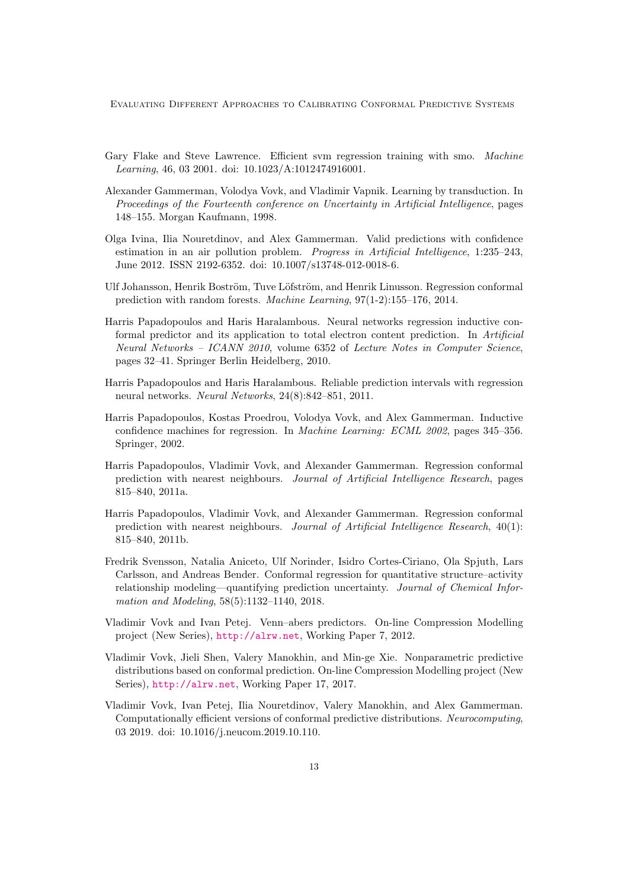Gary Flake and Steve Lawrence. Efficient svm regression training with smo. *Machine Learning*, 46, 03 2001. doi: 10.1023/A:1012474916001.

Alexander Gammerman, Volodya Vovk, and Vladimir Vapnik. Learning by transduction. In *Proceedings of the Fourteenth conference on Uncertainty in Artificial Intelligence*, pages 148–155. Morgan Kaufmann, 1998.

Olga Ivina, Ilia Nouretdinov, and Alex Gammerman. Valid predictions with confidence estimation in an air pollution problem. *Progress in Artificial Intelligence*, 1:235–243, June 2012. ISSN 2192-6352. doi: 10.1007/s13748-012-0018-6.

Ulf Johansson, Henrik Boström, Tuve Löfström, and Henrik Linusson. Regression conformal prediction with random forests. *Machine Learning*, 97(1-2):155–176, 2014.

Harris Papadopoulos and Haris Haralambous. Neural networks regression inductive conformal predictor and its application to total electron content prediction. In *Artificial Neural Networks – ICANN 2010*, volume 6352 of *Lecture Notes in Computer Science*, pages 32–41. Springer Berlin Heidelberg, 2010.

Harris Papadopoulos and Haris Haralambous. Reliable prediction intervals with regression neural networks. *Neural Networks*, 24(8):842–851, 2011.

Harris Papadopoulos, Kostas Proedrou, Volodya Vovk, and Alex Gammerman. Inductive confidence machines for regression. In *Machine Learning: ECML 2002*, pages 345–356. Springer, 2002.

Harris Papadopoulos, Vladimir Vovk, and Alexander Gammerman. Regression conformal prediction with nearest neighbours. *Journal of Artificial Intelligence Research*, pages 815–840, 2011a.

Harris Papadopoulos, Vladimir Vovk, and Alexander Gammerman. Regression conformal prediction with nearest neighbours. *Journal of Artificial Intelligence Research*, 40(1): 815–840, 2011b.

Fredrik Svensson, Natalia Aniceto, Ulf Norinder, Isidro Cortes-Ciriano, Ola Spjuth, Lars Carlsson, and Andreas Bender. Conformal regression for quantitative structure–activity relationship modeling—quantifying prediction uncertainty. *Journal of Chemical Information and Modeling*, 58(5):1132–1140, 2018.

Vladimir Vovk and Ivan Petej. Venn–abers predictors. On-line Compression Modelling project (New Series), http://alrw.net, Working Paper 7, 2012.

Vladimir Vovk, Jieli Shen, Valery Manokhin, and Min-ge Xie. Nonparametric predictive distributions based on conformal prediction. On-line Compression Modelling project (New Series), http://alrw.net, Working Paper 17, 2017.

Vladimir Vovk, Ivan Petej, Ilia Nouretdinov, Valery Manokhin, and Alex Gammerman. Computationally efficient versions of conformal predictive distributions. *Neurocomputing*, 03 2019. doi: 10.1016/j.neucom.2019.10.110.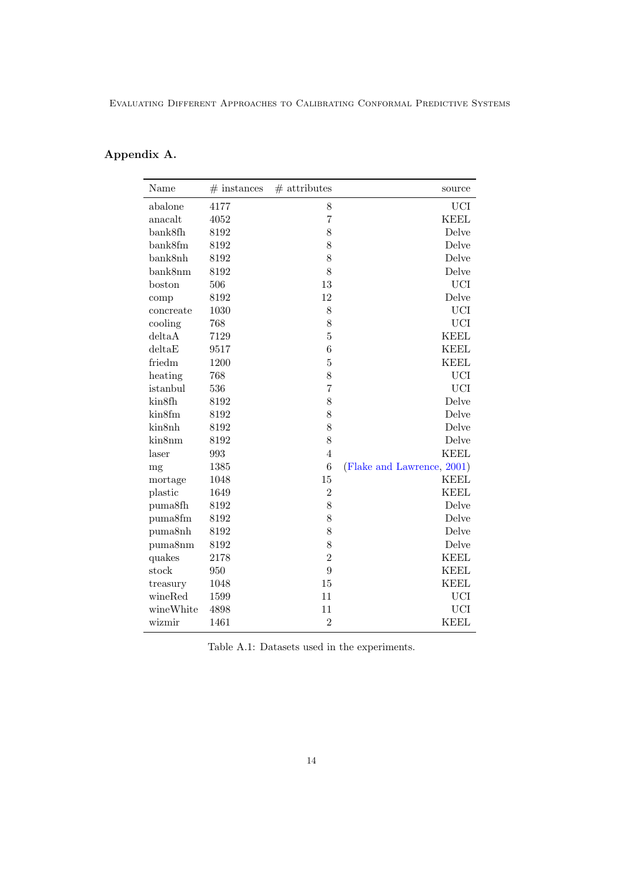## Appendix A.

| Name | # instances | # attributes | source |
|---|---|---|---|
| abalone | 4177 | 8 | UCI |
| anacalt | 4052 | 7 | KEEL |
| bank8fh | 8192 | 8 | Delve |
| bank8fm | 8192 | 8 | Delve |
| bank8nh | 8192 | 8 | Delve |
| bank8nm | 8192 | 8 | Delve |
| boston | 506 | 13 | UCI |
| comp | 8192 | 12 | Delve |
| concreate | 1030 | 8 | UCI |
| cooling | 768 | 8 | UCI |
| deltaA | 7129 | 5 | KEEL |
| deltaE | 9517 | 6 | KEEL |
| friedm | 1200 | 5 | KEEL |
| heating | 768 | 8 | UCI |
| istanbul | 536 | 7 | UCI |
| kin8fh | 8192 | 8 | Delve |
| kin8fm | 8192 | 8 | Delve |
| kin8nh | 8192 | 8 | Delve |
| kin8nm | 8192 | 8 | Delve |
| laser | 993 | 4 | KEEL |
| mg | 1385 | 6 | (Flake and Lawrence, 2001) |
| mortage | 1048 | 15 | KEEL |
| plastic | 1649 | 2 | KEEL |
| puma8fh | 8192 | 8 | Delve |
| puma8fm | 8192 | 8 | Delve |
| puma8nh | 8192 | 8 | Delve |
| puma8nm | 8192 | 8 | Delve |
| quakes | 2178 | 2 | KEEL |
| stock | 950 | 9 | KEEL |
| treasury | 1048 | 15 | KEEL |
| wineRed | 1599 | 11 | UCI |
| wineWhite | 4898 | 11 | UCI |
| wizmir | 1461 | 2 | KEEL |

Table A.1: Datasets used in the experiments.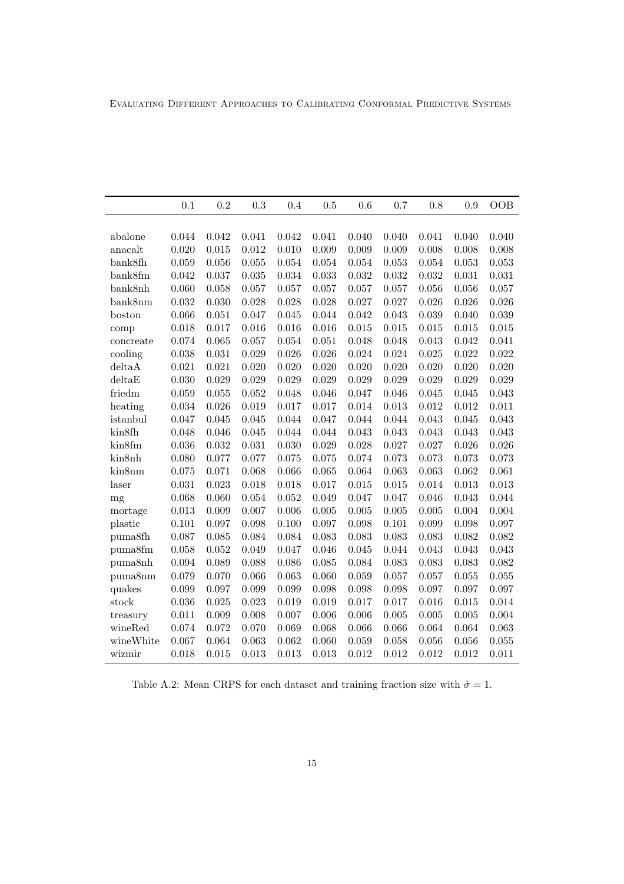| | 0.1 | 0.2 | 0.3 | 0.4 | 0.5 | 0.6 | 0.7 | 0.8 | 0.9 | OOB |
|---|---|---|---|---|---|---|---|---|---|---|
| abalone | 0.044 | 0.042 | 0.041 | 0.042 | 0.041 | 0.040 | 0.040 | 0.041 | 0.040 | 0.040 |
| anacalt | 0.020 | 0.015 | 0.012 | 0.010 | 0.009 | 0.009 | 0.009 | 0.008 | 0.008 | 0.008 |
| bank8fh | 0.059 | 0.056 | 0.055 | 0.054 | 0.054 | 0.054 | 0.053 | 0.054 | 0.053 | 0.053 |
| bank8fm | 0.042 | 0.037 | 0.035 | 0.034 | 0.033 | 0.032 | 0.032 | 0.032 | 0.031 | 0.031 |
| bank8nh | 0.060 | 0.058 | 0.057 | 0.057 | 0.057 | 0.057 | 0.057 | 0.056 | 0.056 | 0.057 |
| bank8nm | 0.032 | 0.030 | 0.028 | 0.028 | 0.028 | 0.027 | 0.027 | 0.026 | 0.026 | 0.026 |
| boston | 0.066 | 0.051 | 0.047 | 0.045 | 0.044 | 0.042 | 0.043 | 0.039 | 0.040 | 0.039 |
| comp | 0.018 | 0.017 | 0.016 | 0.016 | 0.016 | 0.015 | 0.015 | 0.015 | 0.015 | 0.015 |
| concreate | 0.074 | 0.065 | 0.057 | 0.054 | 0.051 | 0.048 | 0.048 | 0.043 | 0.042 | 0.041 |
| cooling | 0.038 | 0.031 | 0.029 | 0.026 | 0.026 | 0.024 | 0.024 | 0.025 | 0.022 | 0.022 |
| deltaA | 0.021 | 0.021 | 0.020 | 0.020 | 0.020 | 0.020 | 0.020 | 0.020 | 0.020 | 0.020 |
| deltaE | 0.030 | 0.029 | 0.029 | 0.029 | 0.029 | 0.029 | 0.029 | 0.029 | 0.029 | 0.029 |
| friedm | 0.059 | 0.055 | 0.052 | 0.048 | 0.046 | 0.047 | 0.046 | 0.045 | 0.045 | 0.043 |
| heating | 0.034 | 0.026 | 0.019 | 0.017 | 0.017 | 0.014 | 0.013 | 0.012 | 0.012 | 0.011 |
| istanbul | 0.047 | 0.045 | 0.045 | 0.044 | 0.047 | 0.044 | 0.044 | 0.043 | 0.045 | 0.043 |
| kin8fh | 0.048 | 0.046 | 0.045 | 0.044 | 0.044 | 0.043 | 0.043 | 0.043 | 0.043 | 0.043 |
| kin8fm | 0.036 | 0.032 | 0.031 | 0.030 | 0.029 | 0.028 | 0.027 | 0.027 | 0.026 | 0.026 |
| kin8nh | 0.080 | 0.077 | 0.077 | 0.075 | 0.075 | 0.074 | 0.073 | 0.073 | 0.073 | 0.073 |
| kin8nm | 0.075 | 0.071 | 0.068 | 0.066 | 0.065 | 0.064 | 0.063 | 0.063 | 0.062 | 0.061 |
| laser | 0.031 | 0.023 | 0.018 | 0.018 | 0.017 | 0.015 | 0.015 | 0.014 | 0.013 | 0.013 |
| mg | 0.068 | 0.060 | 0.054 | 0.052 | 0.049 | 0.047 | 0.047 | 0.046 | 0.043 | 0.044 |
| mortage | 0.013 | 0.009 | 0.007 | 0.006 | 0.005 | 0.005 | 0.005 | 0.005 | 0.004 | 0.004 |
| plastic | 0.101 | 0.097 | 0.098 | 0.100 | 0.097 | 0.098 | 0.101 | 0.099 | 0.098 | 0.097 |
| puma8fh | 0.087 | 0.085 | 0.084 | 0.084 | 0.083 | 0.083 | 0.083 | 0.083 | 0.082 | 0.082 |
| puma8fm | 0.058 | 0.052 | 0.049 | 0.047 | 0.046 | 0.045 | 0.044 | 0.043 | 0.043 | 0.043 |
| puma8nh | 0.094 | 0.089 | 0.088 | 0.086 | 0.085 | 0.084 | 0.083 | 0.083 | 0.083 | 0.082 |
| puma8nm | 0.079 | 0.070 | 0.066 | 0.063 | 0.060 | 0.059 | 0.057 | 0.057 | 0.055 | 0.055 |
| quakes | 0.099 | 0.097 | 0.099 | 0.099 | 0.098 | 0.098 | 0.098 | 0.097 | 0.097 | 0.097 |
| stock | 0.036 | 0.025 | 0.023 | 0.019 | 0.019 | 0.017 | 0.017 | 0.016 | 0.015 | 0.014 |
| treasury | 0.011 | 0.009 | 0.008 | 0.007 | 0.006 | 0.006 | 0.005 | 0.005 | 0.005 | 0.004 |
| wineRed | 0.074 | 0.072 | 0.070 | 0.069 | 0.068 | 0.066 | 0.066 | 0.064 | 0.064 | 0.063 |
| wineWhite | 0.067 | 0.064 | 0.063 | 0.062 | 0.060 | 0.059 | 0.058 | 0.056 | 0.056 | 0.055 |
| wizmir | 0.018 | 0.015 | 0.013 | 0.013 | 0.013 | 0.012 | 0.012 | 0.012 | 0.012 | 0.011 |

Table A.2: Mean CRPS for each dataset and training fraction size with $\hat{\sigma} = 1$.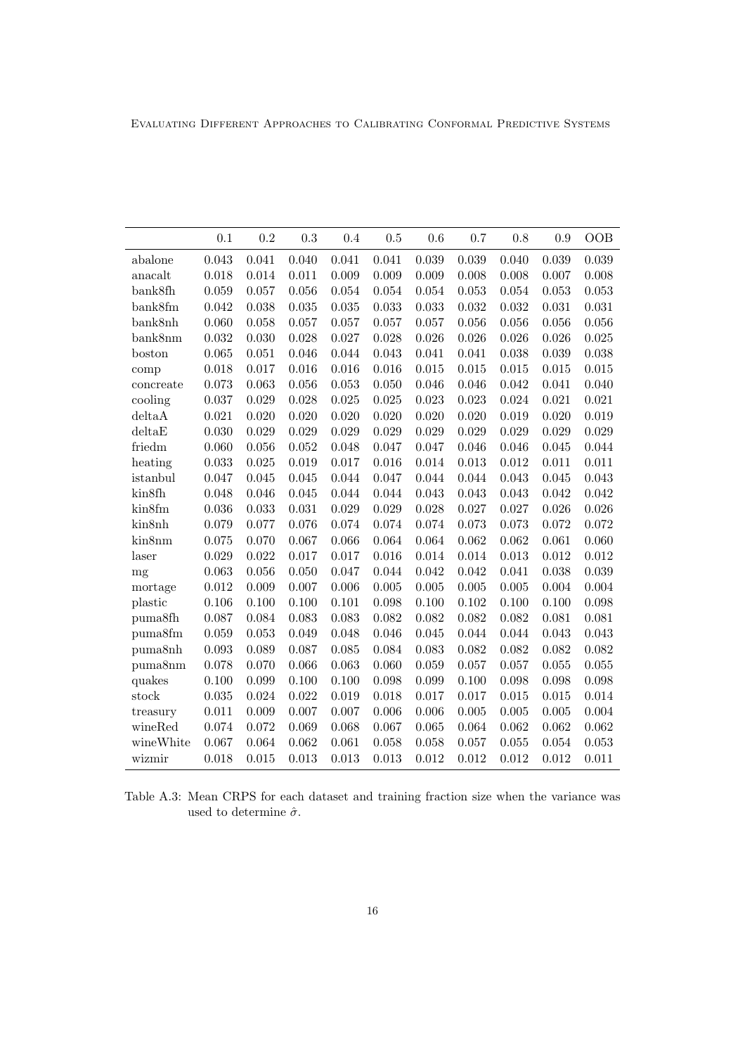|  | 0.1 | 0.2 | 0.3 | 0.4 | 0.5 | 0.6 | 0.7 | 0.8 | 0.9 | OOB |
|---|---|---|---|---|---|---|---|---|---|---|
| abalone | 0.043 | 0.041 | 0.040 | 0.041 | 0.041 | 0.039 | 0.039 | 0.040 | 0.039 | 0.039 |
| anacalt | 0.018 | 0.014 | 0.011 | 0.009 | 0.009 | 0.009 | 0.008 | 0.008 | 0.007 | 0.008 |
| bank8fh | 0.059 | 0.057 | 0.056 | 0.054 | 0.054 | 0.054 | 0.053 | 0.054 | 0.053 | 0.053 |
| bank8fm | 0.042 | 0.038 | 0.035 | 0.035 | 0.033 | 0.033 | 0.032 | 0.032 | 0.031 | 0.031 |
| bank8nh | 0.060 | 0.058 | 0.057 | 0.057 | 0.057 | 0.057 | 0.056 | 0.056 | 0.056 | 0.056 |
| bank8nm | 0.032 | 0.030 | 0.028 | 0.027 | 0.028 | 0.026 | 0.026 | 0.026 | 0.026 | 0.025 |
| boston | 0.065 | 0.051 | 0.046 | 0.044 | 0.043 | 0.041 | 0.041 | 0.038 | 0.039 | 0.038 |
| comp | 0.018 | 0.017 | 0.016 | 0.016 | 0.016 | 0.015 | 0.015 | 0.015 | 0.015 | 0.015 |
| concreate | 0.073 | 0.063 | 0.056 | 0.053 | 0.050 | 0.046 | 0.046 | 0.042 | 0.041 | 0.040 |
| cooling | 0.037 | 0.029 | 0.028 | 0.025 | 0.025 | 0.023 | 0.023 | 0.024 | 0.021 | 0.021 |
| deltaA | 0.021 | 0.020 | 0.020 | 0.020 | 0.020 | 0.020 | 0.020 | 0.019 | 0.020 | 0.019 |
| deltaE | 0.030 | 0.029 | 0.029 | 0.029 | 0.029 | 0.029 | 0.029 | 0.029 | 0.029 | 0.029 |
| friedm | 0.060 | 0.056 | 0.052 | 0.048 | 0.047 | 0.047 | 0.046 | 0.046 | 0.045 | 0.044 |
| heating | 0.033 | 0.025 | 0.019 | 0.017 | 0.016 | 0.014 | 0.013 | 0.012 | 0.011 | 0.011 |
| istanbul | 0.047 | 0.045 | 0.045 | 0.044 | 0.047 | 0.044 | 0.044 | 0.043 | 0.045 | 0.043 |
| kin8fh | 0.048 | 0.046 | 0.045 | 0.044 | 0.044 | 0.043 | 0.043 | 0.043 | 0.042 | 0.042 |
| kin8fm | 0.036 | 0.033 | 0.031 | 0.029 | 0.029 | 0.028 | 0.027 | 0.027 | 0.026 | 0.026 |
| kin8nh | 0.079 | 0.077 | 0.076 | 0.074 | 0.074 | 0.074 | 0.073 | 0.073 | 0.072 | 0.072 |
| kin8nm | 0.075 | 0.070 | 0.067 | 0.066 | 0.064 | 0.064 | 0.062 | 0.062 | 0.061 | 0.060 |
| laser | 0.029 | 0.022 | 0.017 | 0.017 | 0.016 | 0.014 | 0.014 | 0.013 | 0.012 | 0.012 |
| mg | 0.063 | 0.056 | 0.050 | 0.047 | 0.044 | 0.042 | 0.042 | 0.041 | 0.038 | 0.039 |
| mortage | 0.012 | 0.009 | 0.007 | 0.006 | 0.005 | 0.005 | 0.005 | 0.005 | 0.004 | 0.004 |
| plastic | 0.106 | 0.100 | 0.100 | 0.101 | 0.098 | 0.100 | 0.102 | 0.100 | 0.100 | 0.098 |
| puma8fh | 0.087 | 0.084 | 0.083 | 0.083 | 0.082 | 0.082 | 0.082 | 0.082 | 0.081 | 0.081 |
| puma8fm | 0.059 | 0.053 | 0.049 | 0.048 | 0.046 | 0.045 | 0.044 | 0.044 | 0.043 | 0.043 |
| puma8nh | 0.093 | 0.089 | 0.087 | 0.085 | 0.084 | 0.083 | 0.082 | 0.082 | 0.082 | 0.082 |
| puma8nm | 0.078 | 0.070 | 0.066 | 0.063 | 0.060 | 0.059 | 0.057 | 0.057 | 0.055 | 0.055 |
| quakes | 0.100 | 0.099 | 0.100 | 0.100 | 0.098 | 0.099 | 0.100 | 0.098 | 0.098 | 0.098 |
| stock | 0.035 | 0.024 | 0.022 | 0.019 | 0.018 | 0.017 | 0.017 | 0.015 | 0.015 | 0.014 |
| treasury | 0.011 | 0.009 | 0.007 | 0.007 | 0.006 | 0.006 | 0.005 | 0.005 | 0.005 | 0.004 |
| wineRed | 0.074 | 0.072 | 0.069 | 0.068 | 0.067 | 0.065 | 0.064 | 0.062 | 0.062 | 0.062 |
| wineWhite | 0.067 | 0.064 | 0.062 | 0.061 | 0.058 | 0.058 | 0.057 | 0.055 | 0.054 | 0.053 |
| wizmir | 0.018 | 0.015 | 0.013 | 0.013 | 0.013 | 0.012 | 0.012 | 0.012 | 0.012 | 0.011 |

Table A.3: Mean CRPS for each dataset and training fraction size when the variance was used to determine $\hat{\sigma}$.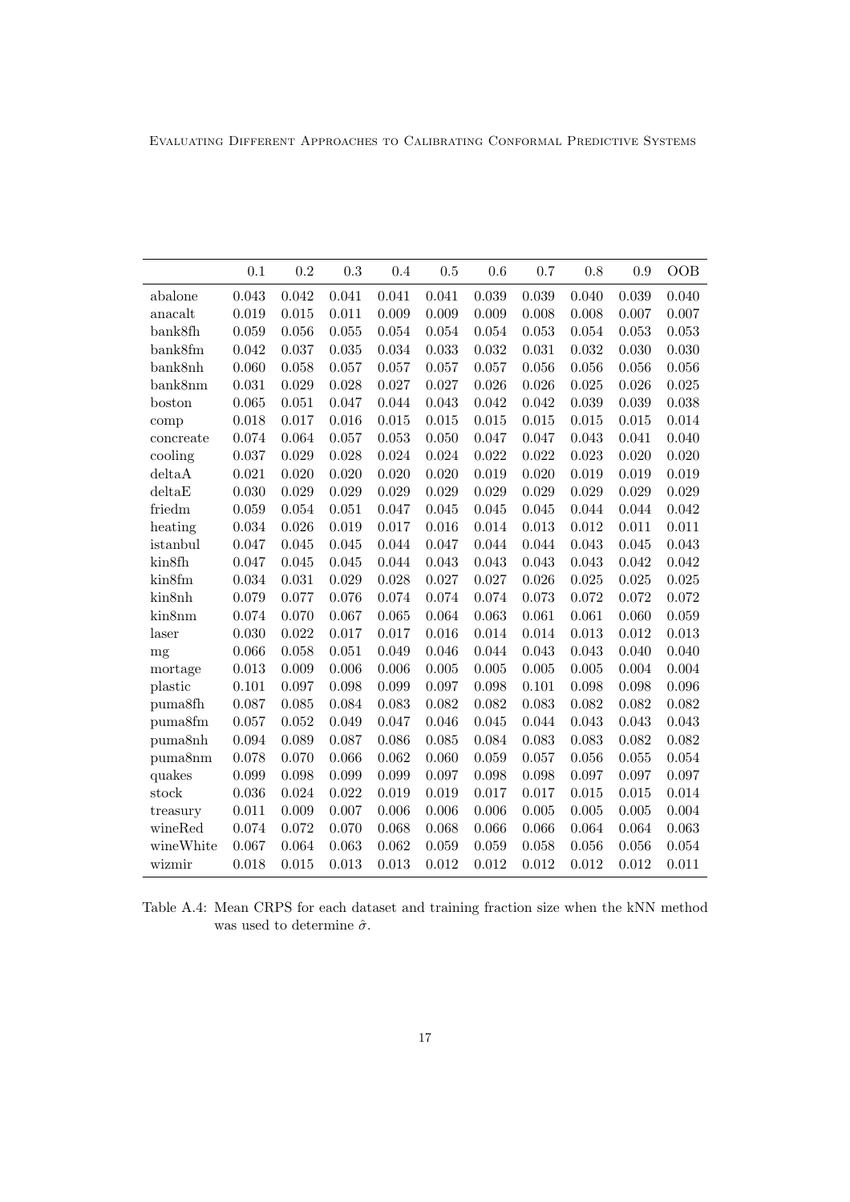| | 0.1 | 0.2 | 0.3 | 0.4 | 0.5 | 0.6 | 0.7 | 0.8 | 0.9 | OOB |
|---|---|---|---|---|---|---|---|---|---|---|
| abalone | 0.043 | 0.042 | 0.041 | 0.041 | 0.041 | 0.039 | 0.039 | 0.040 | 0.039 | 0.040 |
| anacalt | 0.019 | 0.015 | 0.011 | 0.009 | 0.009 | 0.009 | 0.008 | 0.008 | 0.007 | 0.007 |
| bank8fh | 0.059 | 0.056 | 0.055 | 0.054 | 0.054 | 0.054 | 0.053 | 0.054 | 0.053 | 0.053 |
| bank8fm | 0.042 | 0.037 | 0.035 | 0.034 | 0.033 | 0.032 | 0.031 | 0.032 | 0.030 | 0.030 |
| bank8nh | 0.060 | 0.058 | 0.057 | 0.057 | 0.057 | 0.057 | 0.056 | 0.056 | 0.056 | 0.056 |
| bank8nm | 0.031 | 0.029 | 0.028 | 0.027 | 0.027 | 0.026 | 0.026 | 0.025 | 0.026 | 0.025 |
| boston | 0.065 | 0.051 | 0.047 | 0.044 | 0.043 | 0.042 | 0.042 | 0.039 | 0.039 | 0.038 |
| comp | 0.018 | 0.017 | 0.016 | 0.015 | 0.015 | 0.015 | 0.015 | 0.015 | 0.015 | 0.014 |
| concreate | 0.074 | 0.064 | 0.057 | 0.053 | 0.050 | 0.047 | 0.047 | 0.043 | 0.041 | 0.040 |
| cooling | 0.037 | 0.029 | 0.028 | 0.024 | 0.024 | 0.022 | 0.022 | 0.023 | 0.020 | 0.020 |
| deltaA | 0.021 | 0.020 | 0.020 | 0.020 | 0.020 | 0.019 | 0.020 | 0.019 | 0.019 | 0.019 |
| deltaE | 0.030 | 0.029 | 0.029 | 0.029 | 0.029 | 0.029 | 0.029 | 0.029 | 0.029 | 0.029 |
| friedm | 0.059 | 0.054 | 0.051 | 0.047 | 0.045 | 0.045 | 0.045 | 0.044 | 0.044 | 0.042 |
| heating | 0.034 | 0.026 | 0.019 | 0.017 | 0.016 | 0.014 | 0.013 | 0.012 | 0.011 | 0.011 |
| istanbul | 0.047 | 0.045 | 0.045 | 0.044 | 0.047 | 0.044 | 0.044 | 0.043 | 0.045 | 0.043 |
| kin8fh | 0.047 | 0.045 | 0.045 | 0.044 | 0.043 | 0.043 | 0.043 | 0.043 | 0.042 | 0.042 |
| kin8fm | 0.034 | 0.031 | 0.029 | 0.028 | 0.027 | 0.027 | 0.026 | 0.025 | 0.025 | 0.025 |
| kin8nh | 0.079 | 0.077 | 0.076 | 0.074 | 0.074 | 0.074 | 0.073 | 0.072 | 0.072 | 0.072 |
| kin8nm | 0.074 | 0.070 | 0.067 | 0.065 | 0.064 | 0.063 | 0.061 | 0.061 | 0.060 | 0.059 |
| laser | 0.030 | 0.022 | 0.017 | 0.017 | 0.016 | 0.014 | 0.014 | 0.013 | 0.012 | 0.013 |
| mg | 0.066 | 0.058 | 0.051 | 0.049 | 0.046 | 0.044 | 0.043 | 0.043 | 0.040 | 0.040 |
| mortage | 0.013 | 0.009 | 0.006 | 0.006 | 0.005 | 0.005 | 0.005 | 0.005 | 0.004 | 0.004 |
| plastic | 0.101 | 0.097 | 0.098 | 0.099 | 0.097 | 0.098 | 0.101 | 0.098 | 0.098 | 0.096 |
| puma8fh | 0.087 | 0.085 | 0.084 | 0.083 | 0.082 | 0.082 | 0.083 | 0.082 | 0.082 | 0.082 |
| puma8fm | 0.057 | 0.052 | 0.049 | 0.047 | 0.046 | 0.045 | 0.044 | 0.043 | 0.043 | 0.043 |
| puma8nh | 0.094 | 0.089 | 0.087 | 0.086 | 0.085 | 0.084 | 0.083 | 0.083 | 0.082 | 0.082 |
| puma8nm | 0.078 | 0.070 | 0.066 | 0.062 | 0.060 | 0.059 | 0.057 | 0.056 | 0.055 | 0.054 |
| quakes | 0.099 | 0.098 | 0.099 | 0.099 | 0.097 | 0.098 | 0.098 | 0.097 | 0.097 | 0.097 |
| stock | 0.036 | 0.024 | 0.022 | 0.019 | 0.019 | 0.017 | 0.017 | 0.015 | 0.015 | 0.014 |
| treasury | 0.011 | 0.009 | 0.007 | 0.006 | 0.006 | 0.006 | 0.005 | 0.005 | 0.005 | 0.004 |
| wineRed | 0.074 | 0.072 | 0.070 | 0.068 | 0.068 | 0.066 | 0.066 | 0.064 | 0.064 | 0.063 |
| wineWhite | 0.067 | 0.064 | 0.063 | 0.062 | 0.059 | 0.059 | 0.058 | 0.056 | 0.056 | 0.054 |
| wizmir | 0.018 | 0.015 | 0.013 | 0.013 | 0.012 | 0.012 | 0.012 | 0.012 | 0.012 | 0.011 |

Table A.4: Mean CRPS for each dataset and training fraction size when the kNN method was used to determine $\hat{\sigma}$.